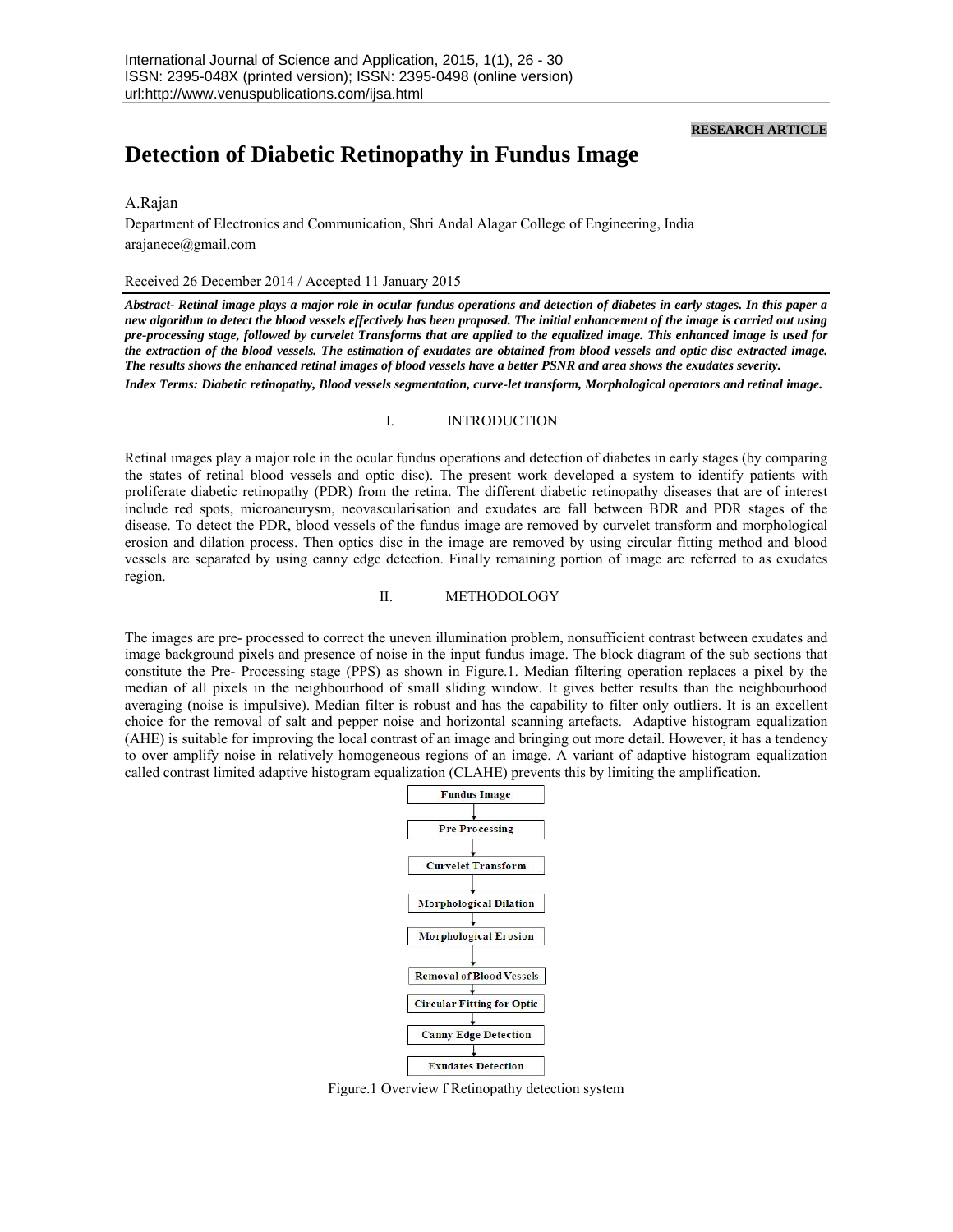**RESEARCH ARTICLE**

# Detection of Diabetic Retinopathy in Fundus Image

A.Rajan

Department of Electronics and Communication, Shri Andal Alagar College of Engineering, India

arajanece@gmail.com

Received 26 December 2014 / Accepted 11 January 2015

***Abstract-** Retinal image plays a major role in ocular fundus operations and detection of diabetes in early stages. In this paper a new algorithm to detect the blood vessels effectively has been proposed. The initial enhancement of the image is carried out using pre-processing stage, followed by curvelet Transforms that are applied to the equalized image. This enhanced image is used for the extraction of the blood vessels. The estimation of exudates are obtained from blood vessels and optic disc extracted image. The results shows the enhanced retinal images of blood vessels have a better PSNR and area shows the exudates severity.*

***Index Terms:** Diabetic retinopathy, Blood vessels segmentation, curve-let transform, Morphological operators and retinal image.*

## I. INTRODUCTION

Retinal images play a major role in the ocular fundus operations and detection of diabetes in early stages (by comparing the states of retinal blood vessels and optic disc). The present work developed a system to identify patients with proliferate diabetic retinopathy (PDR) from the retina. The different diabetic retinopathy diseases that are of interest include red spots, microaneurysm, neovascularisation and exudates are fall between BDR and PDR stages of the disease. To detect the PDR, blood vessels of the fundus image are removed by curvelet transform and morphological erosion and dilation process. Then optics disc in the image are removed by using circular fitting method and blood vessels are separated by using canny edge detection. Finally remaining portion of image are referred to as exudates region.

## II. METHODOLOGY

The images are pre- processed to correct the uneven illumination problem, nonsufficient contrast between exudates and image background pixels and presence of noise in the input fundus image. The block diagram of the sub sections that constitute the Pre- Processing stage (PPS) as shown in Figure.1. Median filtering operation replaces a pixel by the median of all pixels in the neighbourhood of small sliding window. It gives better results than the neighbourhood averaging (noise is impulsive). Median filter is robust and has the capability to filter only outliers. It is an excellent choice for the removal of salt and pepper noise and horizontal scanning artefacts. Adaptive histogram equalization (AHE) is suitable for improving the local contrast of an image and bringing out more detail. However, it has a tendency to over amplify noise in relatively homogeneous regions of an image. A variant of adaptive histogram equalization called contrast limited adaptive histogram equalization (CLAHE) prevents this by limiting the amplification.

Fundus Image → Pre Processing → Curvelet Transform → Morphological Dilation → Morphological Erosion → Removal of Blood Vessels → Circular Fitting for Optic → Canny Edge Detection → Exudates Detection

Figure.1 Overview f Retinopathy detection system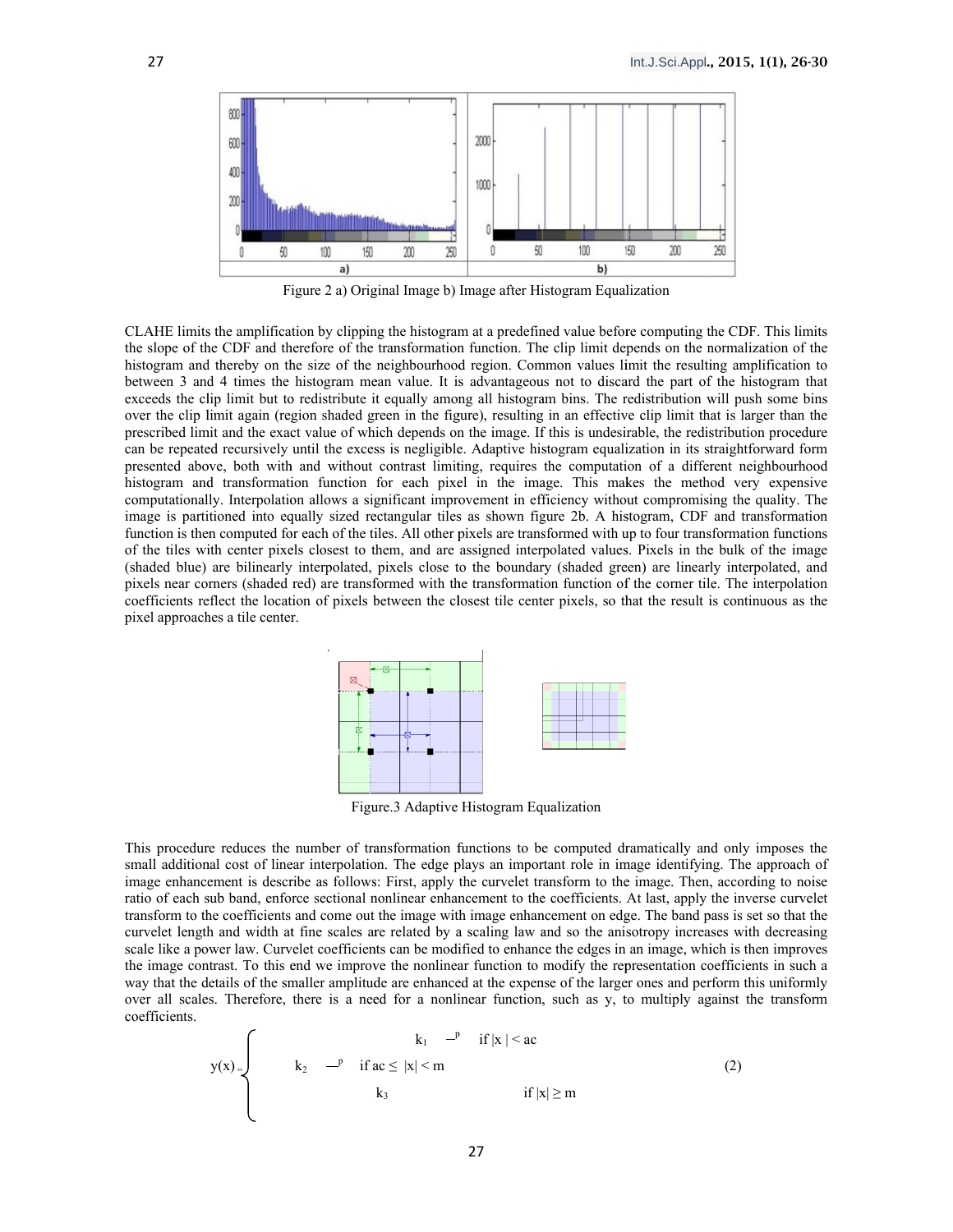Figure 2 a) Original Image b) Image after Histogram Equalization

CLAHE limits the amplification by clipping the histogram at a predefined value before computing the CDF. This limits the slope of the CDF and therefore of the transformation function. The clip limit depends on the normalization of the histogram and thereby on the size of the neighbourhood region. Common values limit the resulting amplification to between 3 and 4 times the histogram mean value. It is advantageous not to discard the part of the histogram that exceeds the clip limit but to redistribute it equally among all histogram bins. The redistribution will push some bins over the clip limit again (region shaded green in the figure), resulting in an effective clip limit that is larger than the prescribed limit and the exact value of which depends on the image. If this is undesirable, the redistribution procedure can be repeated recursively until the excess is negligible. Adaptive histogram equalization in its straightforward form presented above, both with and without contrast limiting, requires the computation of a different neighbourhood histogram and transformation function for each pixel in the image. This makes the method very expensive computationally. Interpolation allows a significant improvement in efficiency without compromising the quality. The image is partitioned into equally sized rectangular tiles as shown figure 2b. A histogram, CDF and transformation function is then computed for each of the tiles. All other pixels are transformed with up to four transformation functions of the tiles with center pixels closest to them, and are assigned interpolated values. Pixels in the bulk of the image (shaded blue) are bilinearly interpolated, pixels close to the boundary (shaded green) are linearly interpolated, and pixels near corners (shaded red) are transformed with the transformation function of the corner tile. The interpolation coefficients reflect the location of pixels between the closest tile center pixels, so that the result is continuous as the pixel approaches a tile center.

Figure.3 Adaptive Histogram Equalization

This procedure reduces the number of transformation functions to be computed dramatically and only imposes the small additional cost of linear interpolation. The edge plays an important role in image identifying. The approach of image enhancement is describe as follows: First, apply the curvelet transform to the image. Then, according to noise ratio of each sub band, enforce sectional nonlinear enhancement to the coefficients. At last, apply the inverse curvelet transform to the coefficients and come out the image with image enhancement on edge. The band pass is set so that the curvelet length and width at fine scales are related by a scaling law and so the anisotropy increases with decreasing scale like a power law. Curvelet coefficients can be modified to enhance the edges in an image, which is then improves the image contrast. To this end we improve the nonlinear function to modify the representation coefficients in such a way that the details of the smaller amplitude are enhanced at the expense of the larger ones and perform this uniformly over all scales. Therefore, there is a need for a nonlinear function, such as y, to multiply against the transform coefficients.

$$y(x) = \begin{cases} k_1 \quad -^{p} & \text{if } |x| < ac \\ k_2 \quad -^{p} & \text{if } ac \leq |x| < m \\ k_3 & \text{if } |x| \geq m \end{cases} \tag{2}$$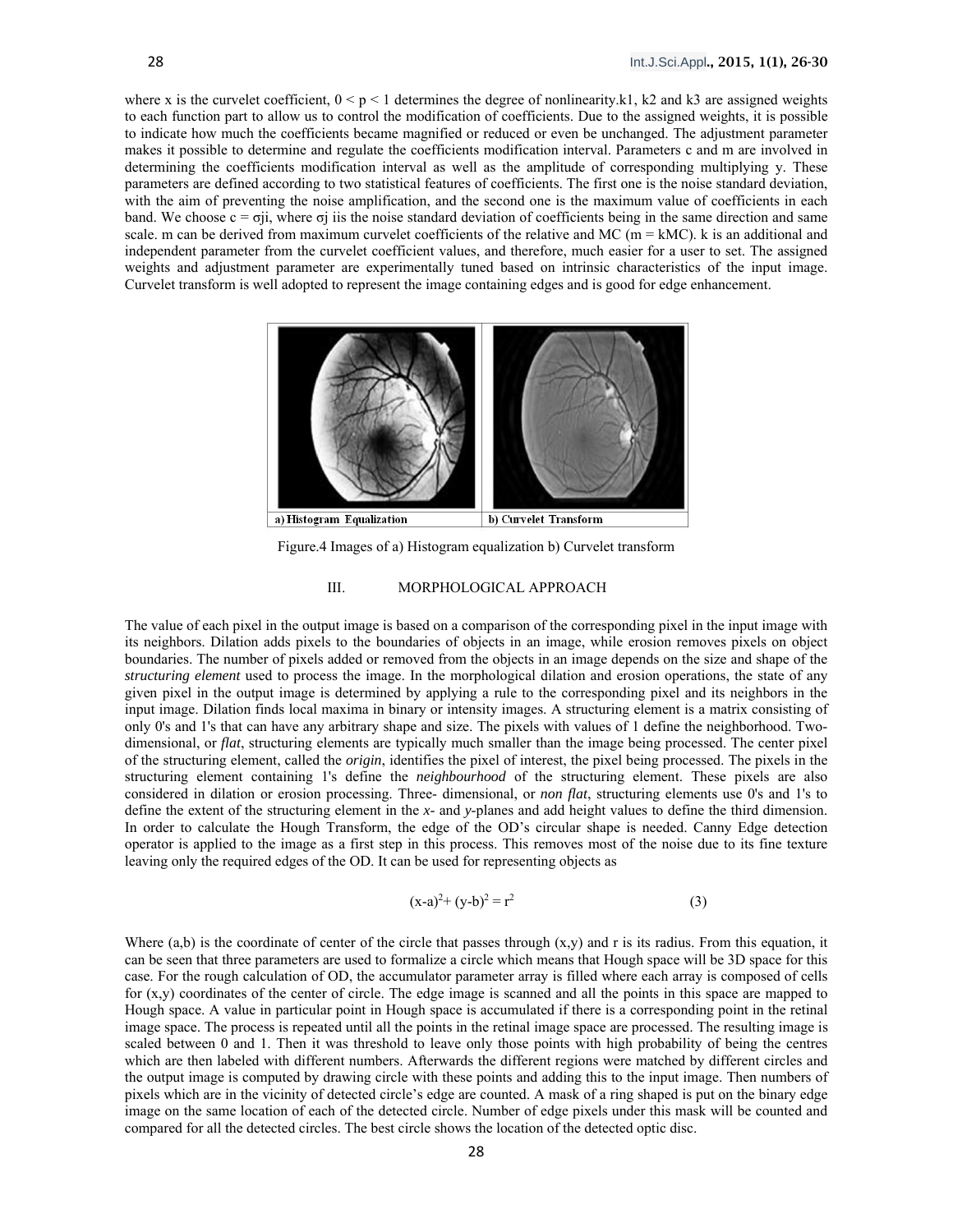where x is the curvelet coefficient, $0 < p < 1$ determines the degree of nonlinearity.k1, k2 and k3 are assigned weights to each function part to allow us to control the modification of coefficients. Due to the assigned weights, it is possible to indicate how much the coefficients became magnified or reduced or even be unchanged. The adjustment parameter makes it possible to determine and regulate the coefficients modification interval. Parameters c and m are involved in determining the coefficients modification interval as well as the amplitude of corresponding multiplying y. These parameters are defined according to two statistical features of coefficients. The first one is the noise standard deviation, with the aim of preventing the noise amplification, and the second one is the maximum value of coefficients in each band. We choose $c = \sigma ji$, where $\sigma j$ iis the noise standard deviation of coefficients being in the same direction and same scale. m can be derived from maximum curvelet coefficients of the relative and MC ($m = kMC$). k is an additional and independent parameter from the curvelet coefficient values, and therefore, much easier for a user to set. The assigned weights and adjustment parameter are experimentally tuned based on intrinsic characteristics of the input image. Curvelet transform is well adopted to represent the image containing edges and is good for edge enhancement.

a) Histogram Equalization | b) Curvelet Transform

Figure.4 Images of a) Histogram equalization b) Curvelet transform

## III. MORPHOLOGICAL APPROACH

The value of each pixel in the output image is based on a comparison of the corresponding pixel in the input image with its neighbors. Dilation adds pixels to the boundaries of objects in an image, while erosion removes pixels on object boundaries. The number of pixels added or removed from the objects in an image depends on the size and shape of the *structuring element* used to process the image. In the morphological dilation and erosion operations, the state of any given pixel in the output image is determined by applying a rule to the corresponding pixel and its neighbors in the input image. Dilation finds local maxima in binary or intensity images. A structuring element is a matrix consisting of only 0's and 1's that can have any arbitrary shape and size. The pixels with values of 1 define the neighborhood. Two-dimensional, or *flat*, structuring elements are typically much smaller than the image being processed. The center pixel of the structuring element, called the *origin*, identifies the pixel of interest, the pixel being processed. The pixels in the structuring element containing 1's define the *neighbourhood* of the structuring element. These pixels are also considered in dilation or erosion processing. Three- dimensional, or *non flat*, structuring elements use 0's and 1's to define the extent of the structuring element in the *x*- and *y*-planes and add height values to define the third dimension. In order to calculate the Hough Transform, the edge of the OD's circular shape is needed. Canny Edge detection operator is applied to the image as a first step in this process. This removes most of the noise due to its fine texture leaving only the required edges of the OD. It can be used for representing objects as

$$(x-a)^2 + (y-b)^2 = r^2 \tag{3}$$

Where (a,b) is the coordinate of center of the circle that passes through (x,y) and r is its radius. From this equation, it can be seen that three parameters are used to formalize a circle which means that Hough space will be 3D space for this case. For the rough calculation of OD, the accumulator parameter array is filled where each array is composed of cells for (x,y) coordinates of the center of circle. The edge image is scanned and all the points in this space are mapped to Hough space. A value in particular point in Hough space is accumulated if there is a corresponding point in the retinal image space. The process is repeated until all the points in the retinal image space are processed. The resulting image is scaled between 0 and 1. Then it was threshold to leave only those points with high probability of being the centres which are then labeled with different numbers. Afterwards the different regions were matched by different circles and the output image is computed by drawing circle with these points and adding this to the input image. Then numbers of pixels which are in the vicinity of detected circle's edge are counted. A mask of a ring shaped is put on the binary edge image on the same location of each of the detected circle. Number of edge pixels under this mask will be counted and compared for all the detected circles. The best circle shows the location of the detected optic disc.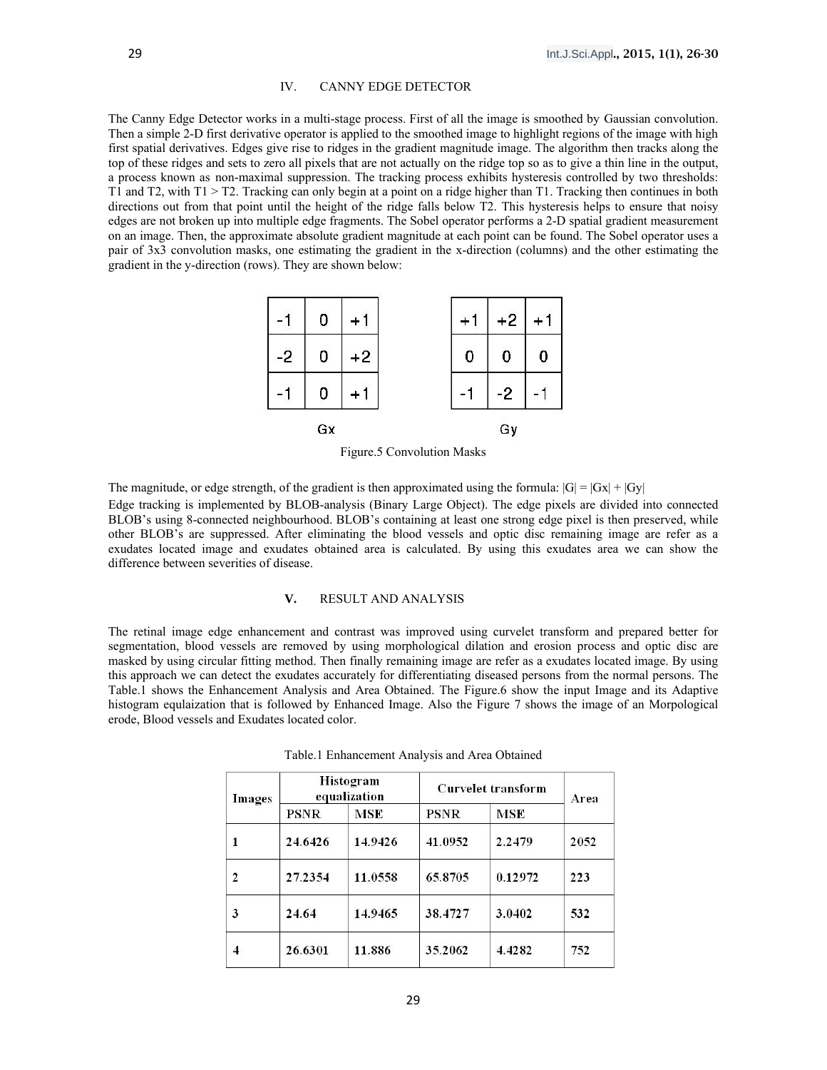## IV. CANNY EDGE DETECTOR

The Canny Edge Detector works in a multi-stage process. First of all the image is smoothed by Gaussian convolution. Then a simple 2-D first derivative operator is applied to the smoothed image to highlight regions of the image with high first spatial derivatives. Edges give rise to ridges in the gradient magnitude image. The algorithm then tracks along the top of these ridges and sets to zero all pixels that are not actually on the ridge top so as to give a thin line in the output, a process known as non-maximal suppression. The tracking process exhibits hysteresis controlled by two thresholds: T1 and T2, with T1 > T2. Tracking can only begin at a point on a ridge higher than T1. Tracking then continues in both directions out from that point until the height of the ridge falls below T2. This hysteresis helps to ensure that noisy edges are not broken up into multiple edge fragments. The Sobel operator performs a 2-D spatial gradient measurement on an image. Then, the approximate absolute gradient magnitude at each point can be found. The Sobel operator uses a pair of 3x3 convolution masks, one estimating the gradient in the x-direction (columns) and the other estimating the gradient in the y-direction (rows). They are shown below:

Gx

| | | |
|---|---|---|
| -1 | 0 | +1 |
| -2 | 0 | +2 |
| -1 | 0 | +1 |

Gy

| | | |
|---|---|---|
| +1 | +2 | +1 |
| 0 | 0 | 0 |
| -1 | -2 | -1 |

Figure.5 Convolution Masks

The magnitude, or edge strength, of the gradient is then approximated using the formula: $|G| = |Gx| + |Gy|$

Edge tracking is implemented by BLOB-analysis (Binary Large Object). The edge pixels are divided into connected BLOB's using 8-connected neighbourhood. BLOB's containing at least one strong edge pixel is then preserved, while other BLOB's are suppressed. After eliminating the blood vessels and optic disc remaining image are refer as a exudates located image and exudates obtained area is calculated. By using this exudates area we can show the difference between severities of disease.

## V. RESULT AND ANALYSIS

The retinal image edge enhancement and contrast was improved using curvelet transform and prepared better for segmentation, blood vessels are removed by using morphological dilation and erosion process and optic disc are masked by using circular fitting method. Then finally remaining image are refer as a exudates located image. By using this approach we can detect the exudates accurately for differentiating diseased persons from the normal persons. The Table.1 shows the Enhancement Analysis and Area Obtained. The Figure.6 show the input Image and its Adaptive histogram equlaization that is followed by Enhanced Image. Also the Figure 7 shows the image of an Morpological erode, Blood vessels and Exudates located color.

Table.1 Enhancement Analysis and Area Obtained

| Images | Histogram equalization | | Curvelet transform | | Area |
|---|---|---|---|---|---|
| | PSNR | MSE | PSNR | MSE | |
| 1 | 24.6426 | 14.9426 | 41.0952 | 2.2479 | 2052 |
| 2 | 27.2354 | 11.0558 | 65.8705 | 0.12972 | 223 |
| 3 | 24.64 | 14.9465 | 38.4727 | 3.0402 | 532 |
| 4 | 26.6301 | 11.886 | 35.2062 | 4.4282 | 752 |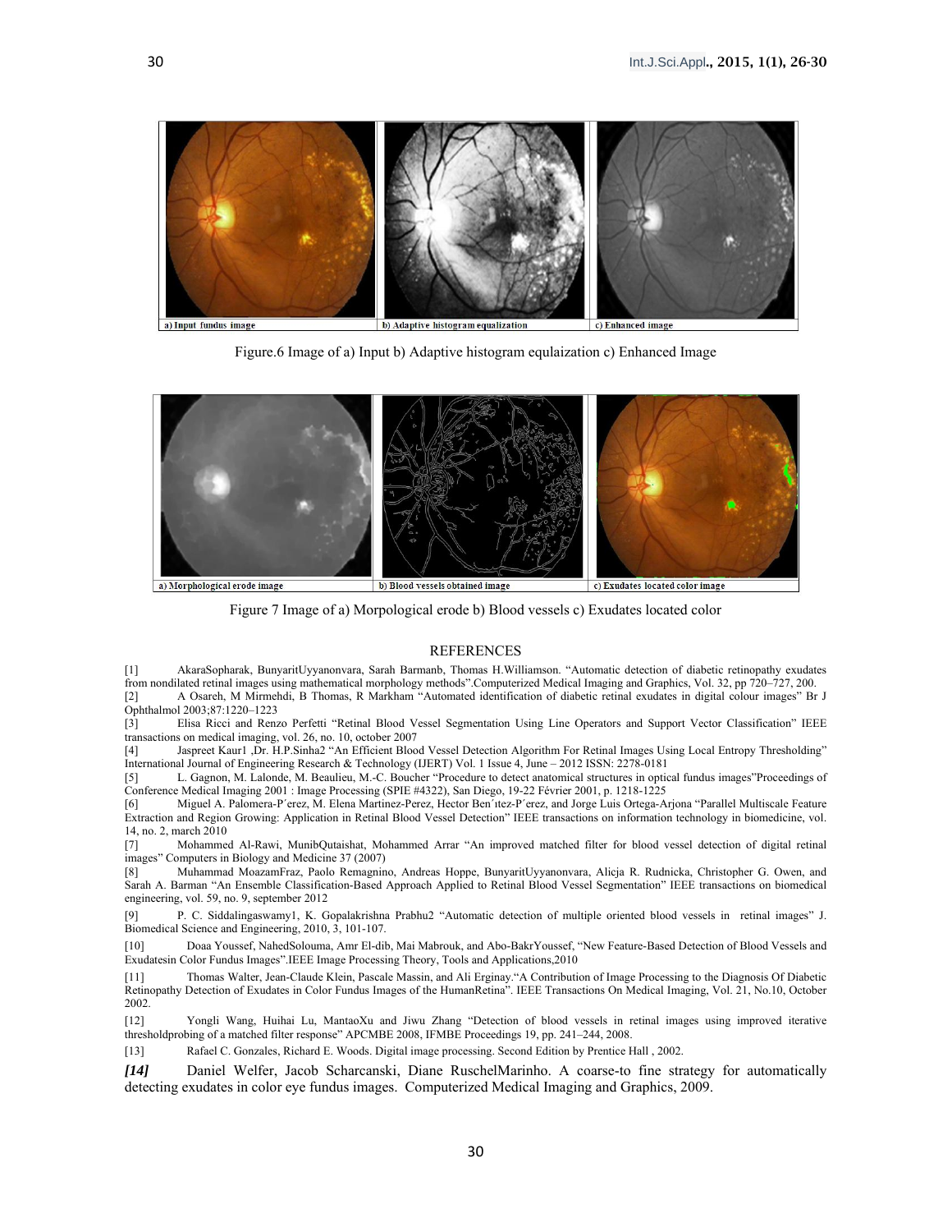a) Input fundus image

b) Adaptive histogram equalization

c) Enhanced image

Figure.6 Image of a) Input b) Adaptive histogram equlaization c) Enhanced Image

a) Morphological erode image

b) Blood vessels obtained image

c) Exudates located color image

Figure 7 Image of a) Morpological erode b) Blood vessels c) Exudates located color

## REFERENCES

[1] AkaraSopharak, BunyaritUyyanonvara, Sarah Barmanb, Thomas H.Williamson. "Automatic detection of diabetic retinopathy exudates from nondilated retinal images using mathematical morphology methods".Computerized Medical Imaging and Graphics, Vol. 32, pp 720–727, 200.

[2] A Osareh, M Mirmehdi, B Thomas, R Markham "Automated identification of diabetic retinal exudates in digital colour images" Br J Ophthalmol 2003;87:1220–1223

[3] Elisa Ricci and Renzo Perfetti "Retinal Blood Vessel Segmentation Using Line Operators and Support Vector Classification" IEEE transactions on medical imaging, vol. 26, no. 10, october 2007

[4] Jaspreet Kaur1 ,Dr. H.P.Sinha2 "An Efficient Blood Vessel Detection Algorithm For Retinal Images Using Local Entropy Thresholding" International Journal of Engineering Research & Technology (IJERT) Vol. 1 Issue 4, June – 2012 ISSN: 2278-0181

[5] L. Gagnon, M. Lalonde, M. Beaulieu, M.-C. Boucher "Procedure to detect anatomical structures in optical fundus images"Proceedings of Conference Medical Imaging 2001 : Image Processing (SPIE #4322), San Diego, 19-22 Février 2001, p. 1218-1225

[6] Miguel A. Palomera-P´erez, M. Elena Martinez-Perez, Hector Ben´ıtez-P´erez, and Jorge Luis Ortega-Arjona "Parallel Multiscale Feature Extraction and Region Growing: Application in Retinal Blood Vessel Detection" IEEE transactions on information technology in biomedicine, vol. 14, no. 2, march 2010

[7] Mohammed Al-Rawi, MunibQutaishat, Mohammed Arrar "An improved matched filter for blood vessel detection of digital retinal images" Computers in Biology and Medicine 37 (2007)

[8] Muhammad MoazamFraz, Paolo Remagnino, Andreas Hoppe, BunyaritUyyanonvara, Alicja R. Rudnicka, Christopher G. Owen, and Sarah A. Barman "An Ensemble Classification-Based Approach Applied to Retinal Blood Vessel Segmentation" IEEE transactions on biomedical engineering, vol. 59, no. 9, september 2012

[9] P. C. Siddalingaswamy1, K. Gopalakrishna Prabhu2 "Automatic detection of multiple oriented blood vessels in retinal images" J. Biomedical Science and Engineering, 2010, 3, 101-107.

[10] Doaa Youssef, NahedSolouma, Amr El-dib, Mai Mabrouk, and Abo-BakrYoussef, "New Feature-Based Detection of Blood Vessels and Exudatesin Color Fundus Images".IEEE Image Processing Theory, Tools and Applications,2010

[11] Thomas Walter, Jean-Claude Klein, Pascale Massin, and Ali Erginay."A Contribution of Image Processing to the Diagnosis Of Diabetic Retinopathy Detection of Exudates in Color Fundus Images of the HumanRetina". IEEE Transactions On Medical Imaging, Vol. 21, No.10, October 2002.

[12] Yongli Wang, Huihai Lu, MantaoXu and Jiwu Zhang "Detection of blood vessels in retinal images using improved iterative thresholdprobing of a matched filter response" APCMBE 2008, IFMBE Proceedings 19, pp. 241–244, 2008.

[13] Rafael C. Gonzales, Richard E. Woods. Digital image processing. Second Edition by Prentice Hall , 2002.

***[14]*** Daniel Welfer, Jacob Scharcanski, Diane RuschelMarinho. A coarse-to fine strategy for automatically detecting exudates in color eye fundus images. Computerized Medical Imaging and Graphics, 2009.